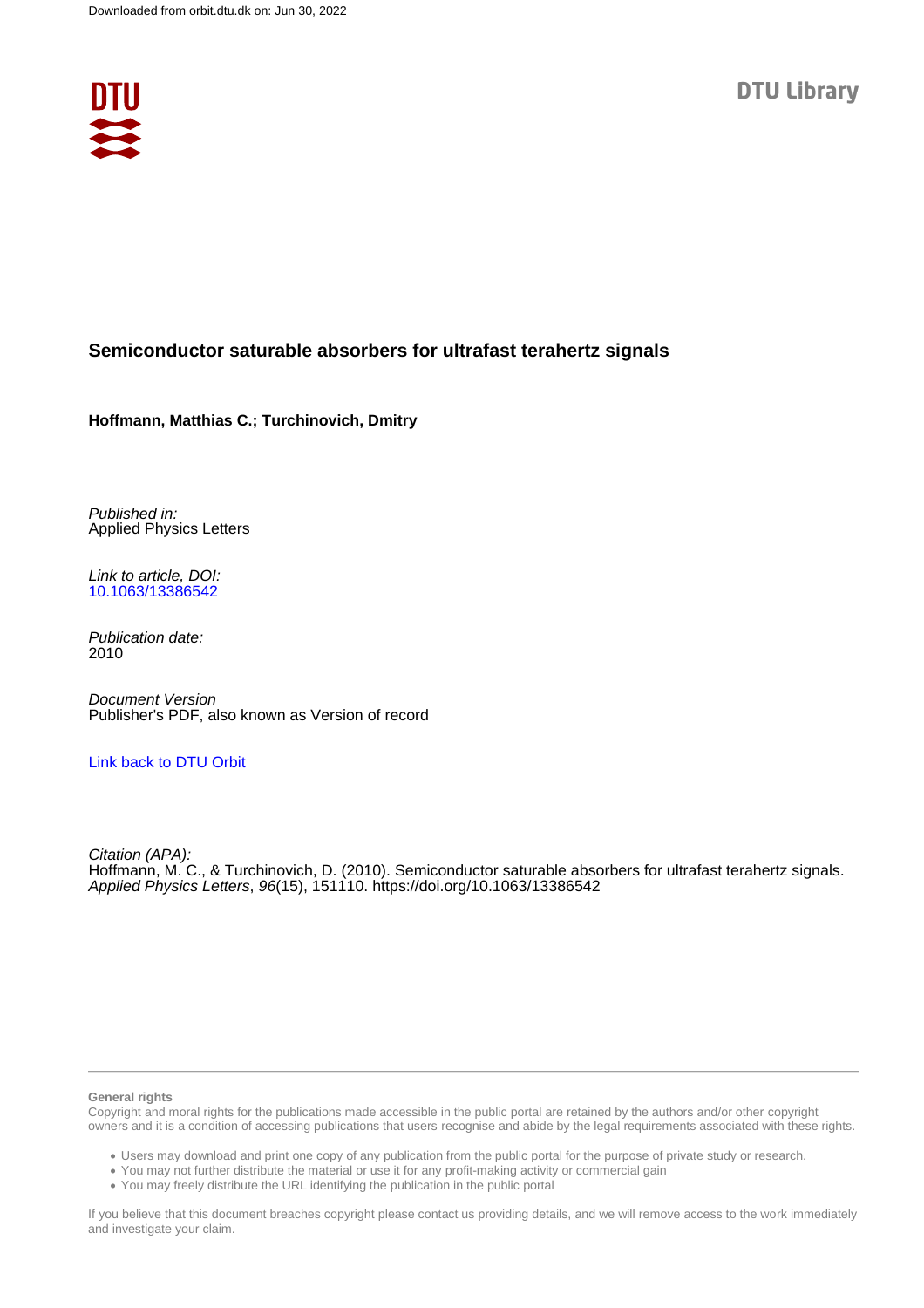Downloaded from orbit.dtu.dk on: Jun 30, 2022

DTU Library

# Semiconductor saturable absorbers for ultrafast terahertz signals

**Hoffmann, Matthias C.; Turchinovich, Dmitry**

*Published in:*
Applied Physics Letters

*Link to article, DOI:*
10.1063/13386542

*Publication date:*
2010

*Document Version*
Publisher's PDF, also known as Version of record

Link back to DTU Orbit

*Citation (APA):*
Hoffmann, M. C., & Turchinovich, D. (2010). Semiconductor saturable absorbers for ultrafast terahertz signals. *Applied Physics Letters*, *96*(15), 151110. https://doi.org/10.1063/13386542

**General rights**
Copyright and moral rights for the publications made accessible in the public portal are retained by the authors and/or other copyright owners and it is a condition of accessing publications that users recognise and abide by the legal requirements associated with these rights.

- Users may download and print one copy of any publication from the public portal for the purpose of private study or research.
- You may not further distribute the material or use it for any profit-making activity or commercial gain
- You may freely distribute the URL identifying the publication in the public portal

If you believe that this document breaches copyright please contact us providing details, and we will remove access to the work immediately and investigate your claim.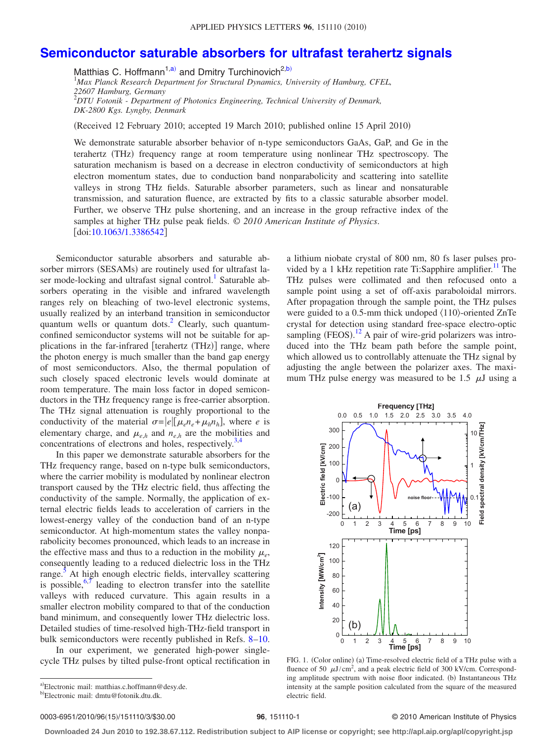# Semiconductor saturable absorbers for ultrafast terahertz signals

Matthias C. Hoffmann[1,a)] and Dmitry Turchinovich[2,b)]

[1]*Max Planck Research Department for Structural Dynamics, University of Hamburg, CFEL, 22607 Hamburg, Germany*
[2]*DTU Fotonik - Department of Photonics Engineering, Technical University of Denmark, DK-2800 Kgs. Lyngby, Denmark*

(Received 12 February 2010; accepted 19 March 2010; published online 15 April 2010)

We demonstrate saturable absorber behavior of n-type semiconductors GaAs, GaP, and Ge in the terahertz (THz) frequency range at room temperature using nonlinear THz spectroscopy. The saturation mechanism is based on a decrease in electron conductivity of semiconductors at high electron momentum states, due to conduction band nonparabolicity and scattering into satellite valleys in strong THz fields. Saturable absorber parameters, such as linear and nonsaturable transmission, and saturation fluence, are extracted by fits to a classic saturable absorber model. Further, we observe THz pulse shortening, and an increase in the group refractive index of the samples at higher THz pulse peak fields. © *2010 American Institute of Physics*. [doi:10.1063/1.3386542]

Semiconductor saturable absorbers and saturable absorber mirrors (SESAMs) are routinely used for ultrafast laser mode-locking and ultrafast signal control.[1] Saturable absorbers operating in the visible and infrared wavelength ranges rely on bleaching of two-level electronic systems, usually realized by an interband transition in semiconductor quantum wells or quantum dots.[2] Clearly, such quantum-confined semiconductor systems will not be suitable for applications in the far-infrared [terahertz (THz)] range, where the photon energy is much smaller than the band gap energy of most semiconductors. Also, the thermal population of such closely spaced electronic levels would dominate at room temperature. The main loss factor in doped semiconductors in the THz frequency range is free-carrier absorption. The THz signal attenuation is roughly proportional to the conductivity of the material $\sigma=|e|[\mu_e n_e+\mu_h n_h]$, where $e$ is elementary charge, and $\mu_{e,h}$ and $n_{e,h}$ are the mobilities and concentrations of electrons and holes, respectively.[3,4]

In this paper we demonstrate saturable absorbers for the THz frequency range, based on n-type bulk semiconductors, where the carrier mobility is modulated by nonlinear electron transport caused by the THz electric field, thus affecting the conductivity of the sample. Normally, the application of external electric fields leads to acceleration of carriers in the lowest-energy valley of the conduction band of an n-type semiconductor. At high-momentum states the valley nonparabolicity becomes pronounced, which leads to an increase in the effective mass and thus to a reduction in the mobility $\mu_e$, consequently leading to a reduced dielectric loss in the THz range.[5] At high enough electric fields, intervalley scattering is possible,[6,7] leading to electron transfer into the satellite valleys with reduced curvature. This again results in a smaller electron mobility compared to that of the conduction band minimum, and consequently lower THz dielectric loss. Detailed studies of time-resolved high-THz-field transport in bulk semiconductors were recently published in Refs. 8–10.

In our experiment, we generated high-power single-cycle THz pulses by tilted pulse-front optical rectification in a lithium niobate crystal of 800 nm, 80 fs laser pulses provided by a 1 kHz repetition rate Ti:Sapphire amplifier.[11] The THz pulses were collimated and then refocused onto a sample point using a set of off-axis paraboloidal mirrors. After propagation through the sample point, the THz pulses were guided to a 0.5-mm thick undoped ⟨110⟩-oriented ZnTe crystal for detection using standard free-space electro-optic sampling (FEOS).[12] A pair of wire-grid polarizers was introduced into the THz beam path before the sample point, which allowed us to controllably attenuate the THz signal by adjusting the angle between the polarizer axes. The maximum THz pulse energy was measured to be 1.5 $\mu$J using a

FIG. 1. (Color online) (a) Time-resolved electric field of a THz pulse with a fluence of 50 $\mu$J/cm$^2$, and a peak electric field of 300 kV/cm. Corresponding amplitude spectrum with noise floor indicated. (b) Instantaneous THz intensity at the sample position calculated from the square of the measured electric field.

a)Electronic mail: matthias.c.hoffmann@desy.de.
b)Electronic mail: dmtu@fotonik.dtu.dk.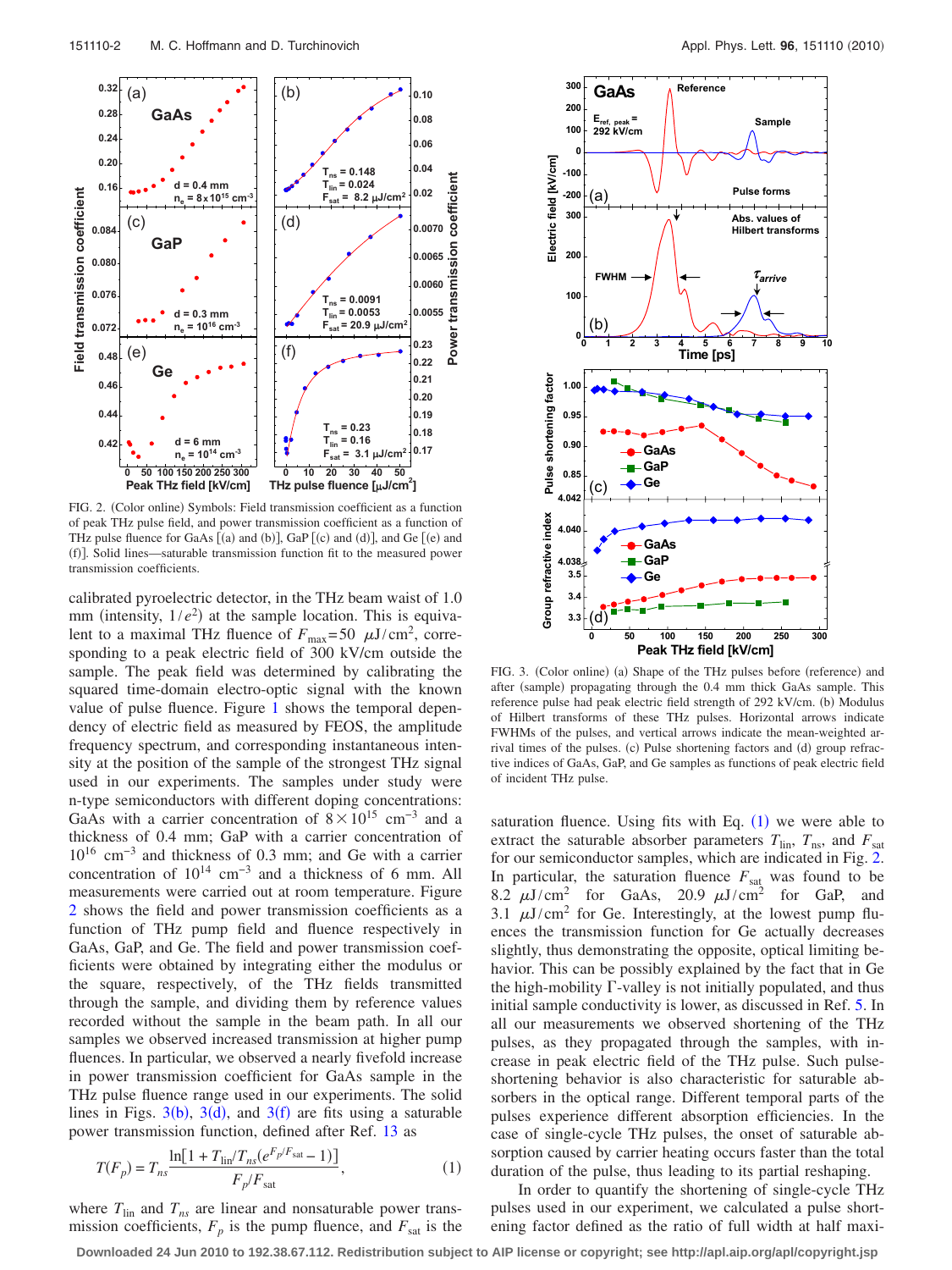FIG. 2. (Color online) Symbols: Field transmission coefficient as a function of peak THz pulse field, and power transmission coefficient as a function of THz pulse fluence for GaAs [(a) and (b)], GaP [(c) and (d)], and Ge [(e) and (f)]. Solid lines—saturable transmission function fit to the measured power transmission coefficients.

calibrated pyroelectric detector, in the THz beam waist of 1.0 mm (intensity, $1/e^2$) at the sample location. This is equivalent to a maximal THz fluence of $F_{max} = 50\ \mu J/cm^2$, corresponding to a peak electric field of 300 kV/cm outside the sample. The peak field was determined by calibrating the squared time-domain electro-optic signal with the known value of pulse fluence. Figure 1 shows the temporal dependency of electric field as measured by FEOS, the amplitude frequency spectrum, and corresponding instantaneous intensity at the position of the sample of the strongest THz signal used in our experiments. The samples under study were n-type semiconductors with different doping concentrations: GaAs with a carrier concentration of $8 \times 10^{15}\ cm^{-3}$ and a thickness of 0.4 mm; GaP with a carrier concentration of $10^{16}\ cm^{-3}$ and thickness of 0.3 mm; and Ge with a carrier concentration of $10^{14}\ cm^{-3}$ and a thickness of 6 mm. All measurements were carried out at room temperature. Figure 2 shows the field and power transmission coefficients as a function of THz pump field and fluence respectively in GaAs, GaP, and Ge. The field and power transmission coefficients were obtained by integrating either the modulus or the square, respectively, of the THz fields transmitted through the sample, and dividing them by reference values recorded without the sample in the beam path. In all our samples we observed increased transmission at higher pump fluences. In particular, we observed a nearly fivefold increase in power transmission coefficient for GaAs sample in the THz pulse fluence range used in our experiments. The solid lines in Figs. 3(b), 3(d), and 3(f) are fits using a saturable power transmission function, defined after Ref. 13 as

$$T(F_p) = T_{ns} \frac{\ln[1 + T_{lin}/T_{ns}(e^{F_p/F_{sat}} - 1)]}{F_p/F_{sat}}, \tag{1}$$

where $T_{lin}$ and $T_{ns}$ are linear and nonsaturable power transmission coefficients, $F_p$ is the pump fluence, and $F_{sat}$ is the saturation fluence. Using fits with Eq. (1) we were able to extract the saturable absorber parameters $T_{lin}$, $T_{ns}$, and $F_{sat}$ for our semiconductor samples, which are indicated in Fig. 2. In particular, the saturation fluence $F_{sat}$ was found to be $8.2\ \mu J/cm^2$ for GaAs, $20.9\ \mu J/cm^2$ for GaP, and $3.1\ \mu J/cm^2$ for Ge. Interestingly, at the lowest pump fluences the transmission function for Ge actually decreases slightly, thus demonstrating the opposite, optical limiting behavior. This can be possibly explained by the fact that in Ge the high-mobility $\Gamma$-valley is not initially populated, and thus initial sample conductivity is lower, as discussed in Ref. 5. In all our measurements we observed shortening of the THz pulses, as they propagated through the samples, with increase in peak electric field of the THz pulse. Such pulse-shortening behavior is also characteristic for saturable absorbers in the optical range. Different temporal parts of the pulses experience different absorption efficiencies. In the case of single-cycle THz pulses, the onset of saturable absorption caused by carrier heating occurs faster than the total duration of the pulse, thus leading to its partial reshaping.

FIG. 3. (Color online) (a) Shape of the THz pulses before (reference) and after (sample) propagating through the 0.4 mm thick GaAs sample. This reference pulse had peak electric field strength of 292 kV/cm. (b) Modulus of Hilbert transforms of these THz pulses. Horizontal arrows indicate FWHMs of the pulses, and vertical arrows indicate the mean-weighted arrival times of the pulses. (c) Pulse shortening factors and (d) group refractive indices of GaAs, GaP, and Ge samples as functions of peak electric field of incident THz pulse.

In order to quantify the shortening of single-cycle THz pulses used in our experiment, we calculated a pulse shortening factor defined as the ratio of full width at half maxi-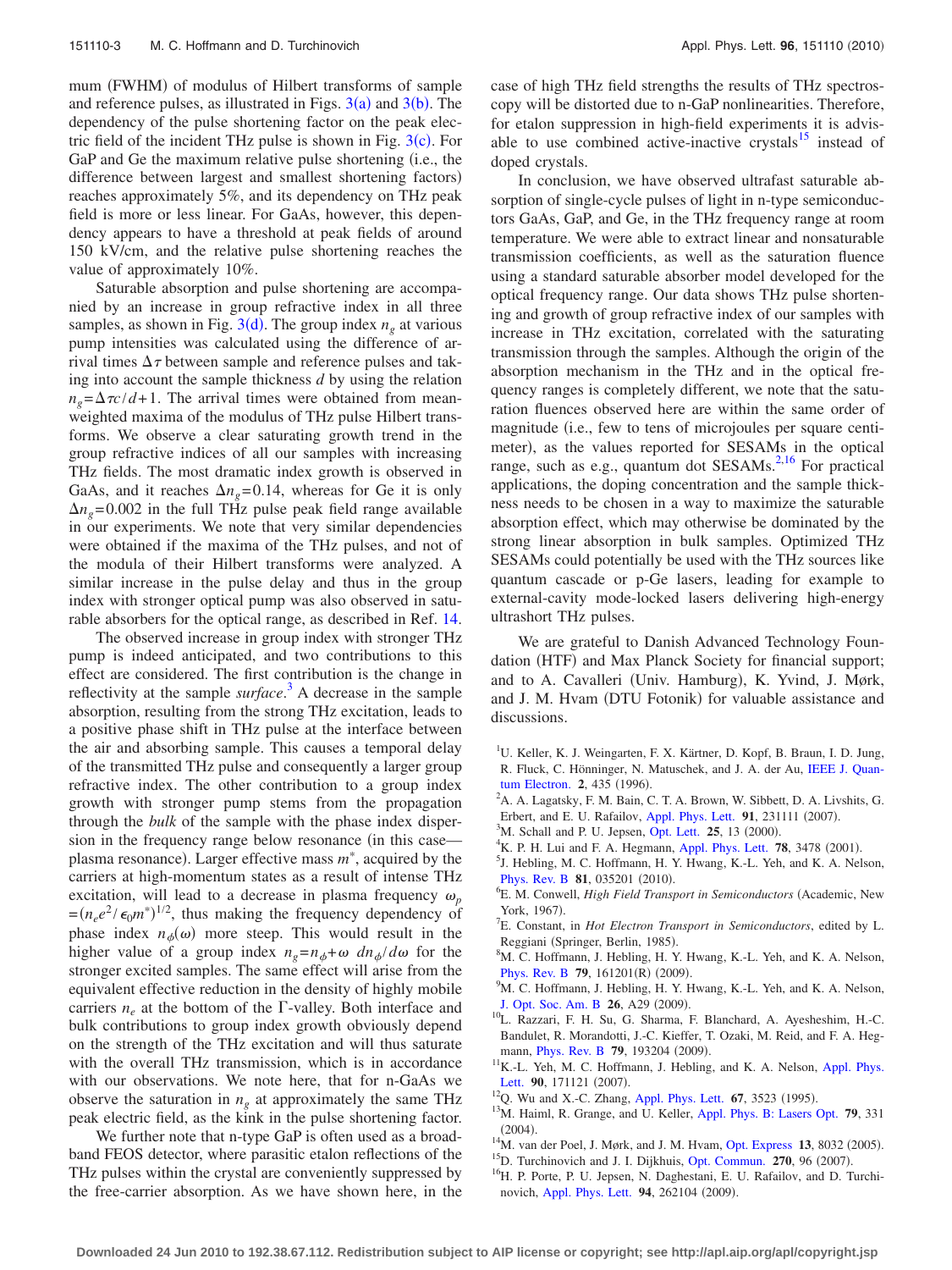mum (FWHM) of modulus of Hilbert transforms of sample and reference pulses, as illustrated in Figs. 3(a) and 3(b). The dependency of the pulse shortening factor on the peak electric field of the incident THz pulse is shown in Fig. 3(c). For GaP and Ge the maximum relative pulse shortening (i.e., the difference between largest and smallest shortening factors) reaches approximately 5%, and its dependency on THz peak field is more or less linear. For GaAs, however, this dependency appears to have a threshold at peak fields of around 150 kV/cm, and the relative pulse shortening reaches the value of approximately 10%.

Saturable absorption and pulse shortening are accompanied by an increase in group refractive index in all three samples, as shown in Fig. 3(d). The group index $n_g$ at various pump intensities was calculated using the difference of arrival times $\Delta\tau$ between sample and reference pulses and taking into account the sample thickness $d$ by using the relation $n_g = \Delta\tau c/d + 1$. The arrival times were obtained from mean-weighted maxima of the modulus of THz pulse Hilbert transforms. We observe a clear saturating growth trend in the group refractive indices of all our samples with increasing THz fields. The most dramatic index growth is observed in GaAs, and it reaches $\Delta n_g = 0.14$, whereas for Ge it is only $\Delta n_g = 0.002$ in the full THz pulse peak field range available in our experiments. We note that very similar dependencies were obtained if the maxima of the THz pulses, and not of the modula of their Hilbert transforms were analyzed. A similar increase in the pulse delay and thus in the group index with stronger optical pump was also observed in saturable absorbers for the optical range, as described in Ref. 14.

The observed increase in group index with stronger THz pump is indeed anticipated, and two contributions to this effect are considered. The first contribution is the change in reflectivity at the sample *surface*.[3] A decrease in the sample absorption, resulting from the strong THz excitation, leads to a positive phase shift in THz pulse at the interface between the air and absorbing sample. This causes a temporal delay of the transmitted THz pulse and consequently a larger group refractive index. The other contribution to a group index growth with stronger pump stems from the propagation through the *bulk* of the sample with the phase index dispersion in the frequency range below resonance (in this case—plasma resonance). Larger effective mass $m^*$, acquired by the carriers at high-momentum states as a result of intense THz excitation, will lead to a decrease in plasma frequency $\omega_p = (n_e e^2/\epsilon_0 m^*)^{1/2}$, thus making the frequency dependency of phase index $n_\phi(\omega)$ more steep. This would result in the higher value of a group index $n_g = n_\phi + \omega \, dn_\phi/d\omega$ for the stronger excited samples. The same effect will arise from the equivalent effective reduction in the density of highly mobile carriers $n_e$ at the bottom of the Γ-valley. Both interface and bulk contributions to group index growth obviously depend on the strength of the THz excitation and will thus saturate with the overall THz transmission, which is in accordance with our observations. We note here, that for n-GaAs we observe the saturation in $n_g$ at approximately the same THz peak electric field, as the kink in the pulse shortening factor.

We further note that n-type GaP is often used as a broadband FEOS detector, where parasitic etalon reflections of the THz pulses within the crystal are conveniently suppressed by the free-carrier absorption. As we have shown here, in the case of high THz field strengths the results of THz spectroscopy will be distorted due to n-GaP nonlinearities. Therefore, for etalon suppression in high-field experiments it is advisable to use combined active-inactive crystals[15] instead of doped crystals.

In conclusion, we have observed ultrafast saturable absorption of single-cycle pulses of light in n-type semiconductors GaAs, GaP, and Ge, in the THz frequency range at room temperature. We were able to extract linear and nonsaturable transmission coefficients, as well as the saturation fluence using a standard saturable absorber model developed for the optical frequency range. Our data shows THz pulse shortening and growth of group refractive index of our samples with increase in THz excitation, correlated with the saturating transmission through the samples. Although the origin of the absorption mechanism in the THz and in the optical frequency ranges is completely different, we note that the saturation fluences observed here are within the same order of magnitude (i.e., few to tens of microjoules per square centimeter), as the values reported for SESAMs in the optical range, such as e.g., quantum dot SESAMs.[2,16] For practical applications, the doping concentration and the sample thickness needs to be chosen in a way to maximize the saturable absorption effect, which may otherwise be dominated by the strong linear absorption in bulk samples. Optimized THz SESAMs could potentially be used with the THz sources like quantum cascade or p-Ge lasers, leading for example to external-cavity mode-locked lasers delivering high-energy ultrashort THz pulses.

We are grateful to Danish Advanced Technology Foundation (HTF) and Max Planck Society for financial support; and to A. Cavalleri (Univ. Hamburg), K. Yvind, J. Mørk, and J. M. Hvam (DTU Fotonik) for valuable assistance and discussions.

[1] U. Keller, K. J. Weingarten, F. X. Kärtner, D. Kopf, B. Braun, I. D. Jung, R. Fluck, C. Hönninger, N. Matuschek, and J. A. der Au, IEEE J. Quantum Electron. **2**, 435 (1996).
[2] A. A. Lagatsky, F. M. Bain, C. T. A. Brown, W. Sibbett, D. A. Livshits, G. Erbert, and E. U. Rafailov, Appl. Phys. Lett. **91**, 231111 (2007).
[3] M. Schall and P. U. Jepsen, Opt. Lett. **25**, 13 (2000).
[4] K. P. H. Lui and F. A. Hegmann, Appl. Phys. Lett. **78**, 3478 (2001).
[5] J. Hebling, M. C. Hoffmann, H. Y. Hwang, K.-L. Yeh, and K. A. Nelson, Phys. Rev. B **81**, 035201 (2010).
[6] E. M. Conwell, *High Field Transport in Semiconductors* (Academic, New York, 1967).
[7] E. Constant, in *Hot Electron Transport in Semiconductors*, edited by L. Reggiani (Springer, Berlin, 1985).
[8] M. C. Hoffmann, J. Hebling, H. Y. Hwang, K.-L. Yeh, and K. A. Nelson, Phys. Rev. B **79**, 161201(R) (2009).
[9] M. C. Hoffmann, J. Hebling, H. Y. Hwang, K.-L. Yeh, and K. A. Nelson, J. Opt. Soc. Am. B **26**, A29 (2009).
[10] L. Razzari, F. H. Su, G. Sharma, F. Blanchard, A. Ayesheshim, H.-C. Bandulet, R. Morandotti, J.-C. Kieffer, T. Ozaki, M. Reid, and F. A. Hegmann, Phys. Rev. B **79**, 193204 (2009).
[11] K.-L. Yeh, M. C. Hoffmann, J. Hebling, and K. A. Nelson, Appl. Phys. Lett. **90**, 171121 (2007).
[12] Q. Wu and X.-C. Zhang, Appl. Phys. Lett. **67**, 3523 (1995).
[13] M. Haiml, R. Grange, and U. Keller, Appl. Phys. B: Lasers Opt. **79**, 331 (2004).
[14] M. van der Poel, J. Mørk, and J. M. Hvam, Opt. Express **13**, 8032 (2005).
[15] D. Turchinovich and J. I. Dijkhuis, Opt. Commun. **270**, 96 (2007).
[16] H. P. Porte, P. U. Jepsen, N. Daghestani, E. U. Rafailov, and D. Turchinovich, Appl. Phys. Lett. **94**, 262104 (2009).